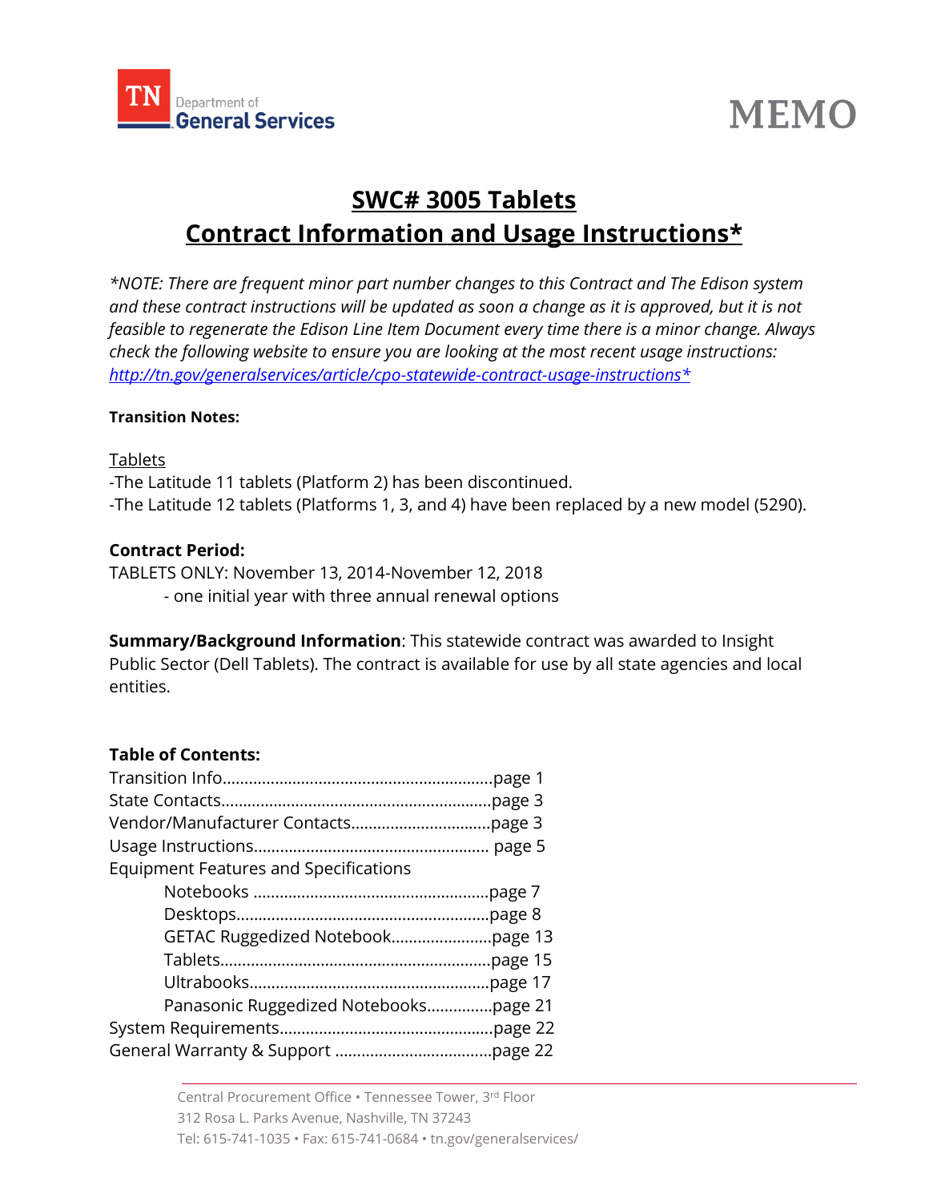TN Department of General Services

# MEMO

## SWC# 3005 Tablets
## Contract Information and Usage Instructions*

*\*NOTE: There are frequent minor part number changes to this Contract and The Edison system and these contract instructions will be updated as soon a change as it is approved, but it is not feasible to regenerate the Edison Line Item Document every time there is a minor change. Always check the following website to ensure you are looking at the most recent usage instructions: [http://tn.gov/generalservices/article/cpo-statewide-contract-usage-instructions*](http://tn.gov/generalservices/article/cpo-statewide-contract-usage-instructions)*

**Transition Notes:**

Tablets
-The Latitude 11 tablets (Platform 2) has been discontinued.
-The Latitude 12 tablets (Platforms 1, 3, and 4) have been replaced by a new model (5290).

**Contract Period:**
TABLETS ONLY: November 13, 2014-November 12, 2018
- one initial year with three annual renewal options

**Summary/Background Information**: This statewide contract was awarded to Insight Public Sector (Dell Tablets). The contract is available for use by all state agencies and local entities.

**Table of Contents:**

Transition Info.............................................................page 1
State Contacts.............................................................page 3
Vendor/Manufacturer Contacts...............................page 3
Usage Instructions..................................................... page 5
Equipment Features and Specifications
- Notebooks .....................................................page 7
- Desktops.........................................................page 8
- GETAC Ruggedized Notebook.......................page 13
- Tablets.............................................................page 15
- Ultrabooks......................................................page 17
- Panasonic Ruggedized Notebooks...............page 21

System Requirements.................................................page 22
General Warranty & Support ....................................page 22

Central Procurement Office • Tennessee Tower, 3rd Floor
312 Rosa L. Parks Avenue, Nashville, TN 37243
Tel: 615-741-1035 • Fax: 615-741-0684 • tn.gov/generalservices/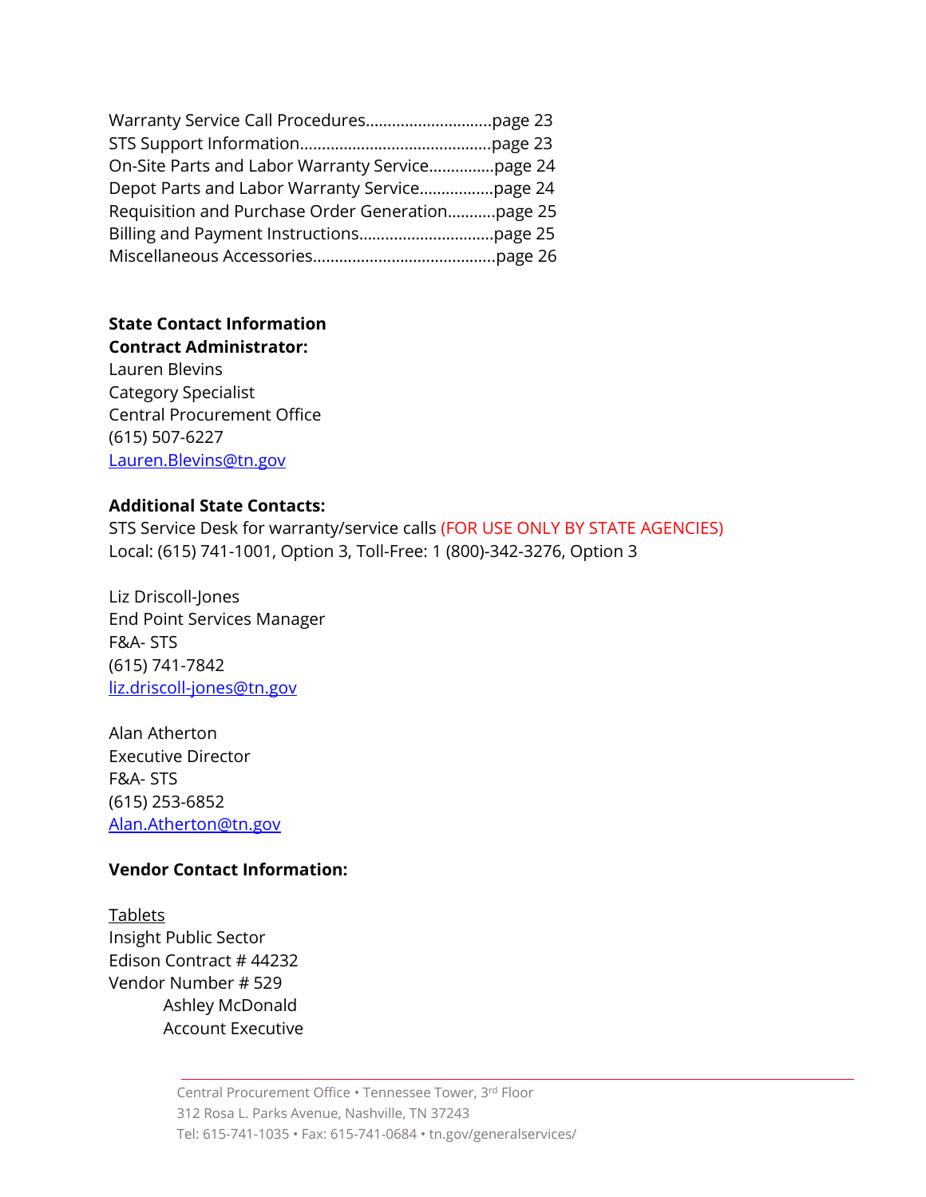Warranty Service Call Procedures............................page 23
STS Support Information...........................................page 23
On-Site Parts and Labor Warranty Service..............page 24
Depot Parts and Labor Warranty Service................page 24
Requisition and Purchase Order Generation...........page 25
Billing and Payment Instructions..............................page 25
Miscellaneous Accessories.........................................page 26

**State Contact Information**
**Contract Administrator:**
Lauren Blevins
Category Specialist
Central Procurement Office
(615) 507-6227
Lauren.Blevins@tn.gov

**Additional State Contacts:**
STS Service Desk for warranty/service calls (FOR USE ONLY BY STATE AGENCIES)
Local: (615) 741-1001, Option 3, Toll-Free: 1 (800)-342-3276, Option 3

Liz Driscoll-Jones
End Point Services Manager
F&A- STS
(615) 741-7842
liz.driscoll-jones@tn.gov

Alan Atherton
Executive Director
F&A- STS
(615) 253-6852
Alan.Atherton@tn.gov

**Vendor Contact Information:**

Tablets
Insight Public Sector
Edison Contract # 44232
Vendor Number # 529
Ashley McDonald
Account Executive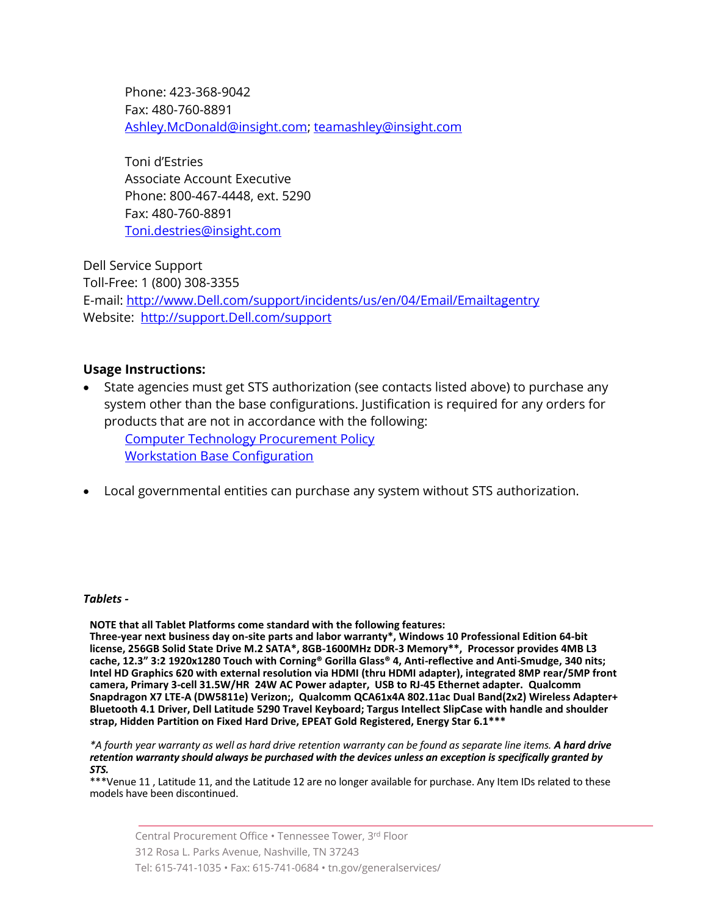Phone: 423-368-9042
Fax: 480-760-8891
[Ashley.McDonald@insight.com](mailto:Ashley.McDonald@insight.com); [teamashley@insight.com](mailto:teamashley@insight.com)

Toni d'Estries
Associate Account Executive
Phone: 800-467-4448, ext. 5290
Fax: 480-760-8891
[Toni.destries@insight.com](mailto:Toni.destries@insight.com)

Dell Service Support
Toll-Free: 1 (800) 308-3355
E-mail: http://www.Dell.com/support/incidents/us/en/04/Email/Emailtagentry
Website: http://support.Dell.com/support

**Usage Instructions:**

- State agencies must get STS authorization (see contacts listed above) to purchase any system other than the base configurations. Justification is required for any orders for products that are not in accordance with the following:
  - Computer Technology Procurement Policy
  - Workstation Base Configuration
- Local governmental entities can purchase any system without STS authorization.

***Tablets -***

**NOTE that all Tablet Platforms come standard with the following features:**
**Three-year next business day on-site parts and labor warranty*, Windows 10 Professional Edition 64-bit license, 256GB Solid State Drive M.2 SATA*, 8GB-1600MHz DDR-3 Memory**, Processor provides 4MB L3 cache, 12.3" 3:2 1920x1280 Touch with Corning® Gorilla Glass® 4, Anti-reflective and Anti-Smudge, 340 nits; Intel HD Graphics 620 with external resolution via HDMI (thru HDMI adapter), integrated 8MP rear/5MP front camera, Primary 3-cell 31.5W/HR 24W AC Power adapter, USB to RJ-45 Ethernet adapter. Qualcomm Snapdragon X7 LTE-A (DW5811e) Verizon;, Qualcomm QCA61x4A 802.11ac Dual Band(2x2) Wireless Adapter+ Bluetooth 4.1 Driver, Dell Latitude 5290 Travel Keyboard; Targus Intellect SlipCase with handle and shoulder strap, Hidden Partition on Fixed Hard Drive, EPEAT Gold Registered, Energy Star 6.1*****

**A fourth year warranty as well as hard drive retention warranty can be found as separate line items.* ***A hard drive retention warranty should always be purchased with the devices unless an exception is specifically granted by STS.***

***Venue 11 , Latitude 11, and the Latitude 12 are no longer available for purchase. Any Item IDs related to these models have been discontinued.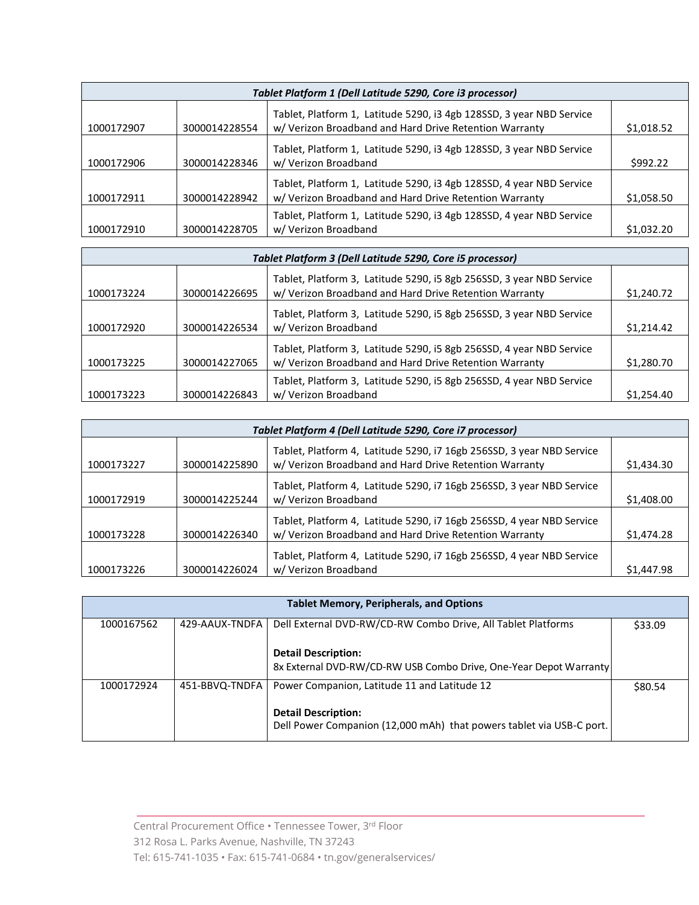| Tablet Platform 1 (Dell Latitude 5290, Core i3 processor) | | | |
|---|---|---|---|
| 1000172907 | 3000014228554 | Tablet, Platform 1, Latitude 5290, i3 4gb 128SSD, 3 year NBD Service w/ Verizon Broadband and Hard Drive Retention Warranty | $1,018.52 |
| 1000172906 | 3000014228346 | Tablet, Platform 1, Latitude 5290, i3 4gb 128SSD, 3 year NBD Service w/ Verizon Broadband | $992.22 |
| 1000172911 | 3000014228942 | Tablet, Platform 1, Latitude 5290, i3 4gb 128SSD, 4 year NBD Service w/ Verizon Broadband and Hard Drive Retention Warranty | $1,058.50 |
| 1000172910 | 3000014228705 | Tablet, Platform 1, Latitude 5290, i3 4gb 128SSD, 4 year NBD Service w/ Verizon Broadband | $1,032.20 |

| Tablet Platform 3 (Dell Latitude 5290, Core i5 processor) | | | |
|---|---|---|---|
| 1000173224 | 3000014226695 | Tablet, Platform 3, Latitude 5290, i5 8gb 256SSD, 3 year NBD Service w/ Verizon Broadband and Hard Drive Retention Warranty | $1,240.72 |
| 1000172920 | 3000014226534 | Tablet, Platform 3, Latitude 5290, i5 8gb 256SSD, 3 year NBD Service w/ Verizon Broadband | $1,214.42 |
| 1000173225 | 3000014227065 | Tablet, Platform 3, Latitude 5290, i5 8gb 256SSD, 4 year NBD Service w/ Verizon Broadband and Hard Drive Retention Warranty | $1,280.70 |
| 1000173223 | 3000014226843 | Tablet, Platform 3, Latitude 5290, i5 8gb 256SSD, 4 year NBD Service w/ Verizon Broadband | $1,254.40 |

| Tablet Platform 4 (Dell Latitude 5290, Core i7 processor) | | | |
|---|---|---|---|
| 1000173227 | 3000014225890 | Tablet, Platform 4, Latitude 5290, i7 16gb 256SSD, 3 year NBD Service w/ Verizon Broadband and Hard Drive Retention Warranty | $1,434.30 |
| 1000172919 | 3000014225244 | Tablet, Platform 4, Latitude 5290, i7 16gb 256SSD, 3 year NBD Service w/ Verizon Broadband | $1,408.00 |
| 1000173228 | 3000014226340 | Tablet, Platform 4, Latitude 5290, i7 16gb 256SSD, 4 year NBD Service w/ Verizon Broadband and Hard Drive Retention Warranty | $1,474.28 |
| 1000173226 | 3000014226024 | Tablet, Platform 4, Latitude 5290, i7 16gb 256SSD, 4 year NBD Service w/ Verizon Broadband | $1,447.98 |

| Tablet Memory, Peripherals, and Options | | | |
|---|---|---|---|
| 1000167562 | 429-AAUX-TNDFA | Dell External DVD-RW/CD-RW Combo Drive, All Tablet Platforms<br><br>**Detail Description:**<br>8x External DVD-RW/CD-RW USB Combo Drive, One-Year Depot Warranty | $33.09 |
| 1000172924 | 451-BBVQ-TNDFA | Power Companion, Latitude 11 and Latitude 12<br><br>**Detail Description:**<br>Dell Power Companion (12,000 mAh) that powers tablet via USB-C port. | $80.54 |

Central Procurement Office • Tennessee Tower, 3rd Floor
312 Rosa L. Parks Avenue, Nashville, TN 37243
Tel: 615-741-1035 • Fax: 615-741-0684 • tn.gov/generalservices/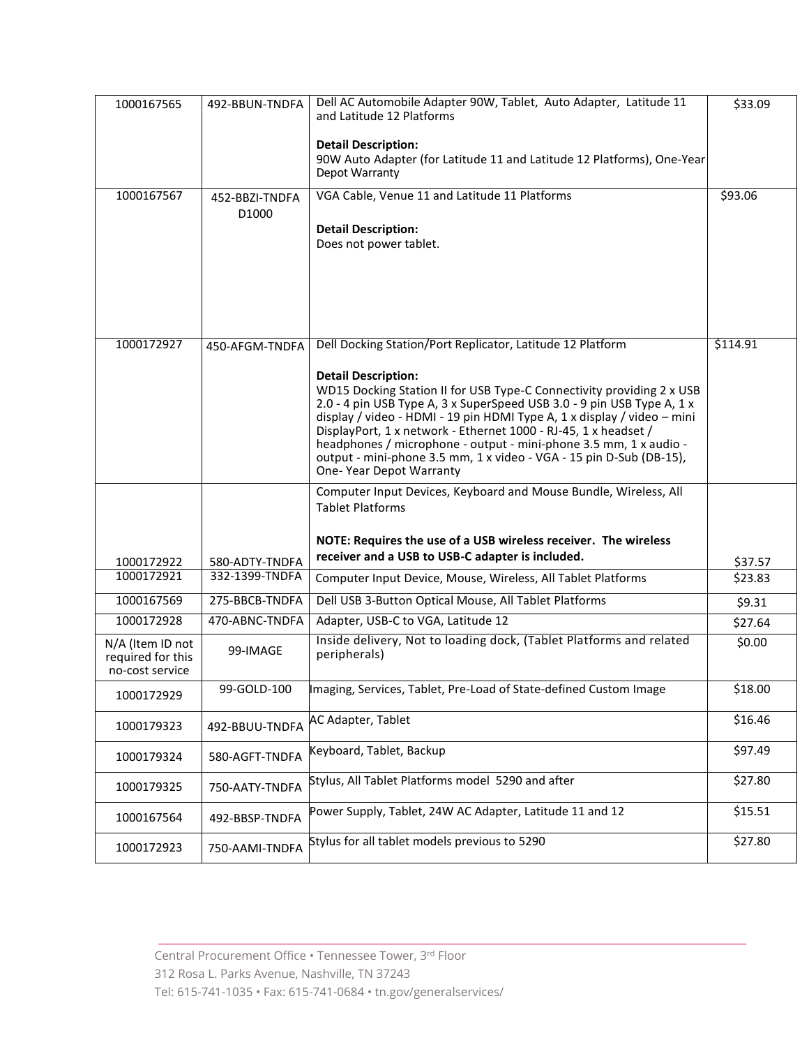| | | | |
|---|---|---|---|
| 1000167565 | 492-BBUN-TNDFA | Dell AC Automobile Adapter 90W, Tablet, Auto Adapter, Latitude 11 and Latitude 12 Platforms<br><br>**Detail Description:**<br>90W Auto Adapter (for Latitude 11 and Latitude 12 Platforms), One-Year Depot Warranty | $33.09 |
| 1000167567 | 452-BBZI-TNDFA D1000 | VGA Cable, Venue 11 and Latitude 11 Platforms<br><br>**Detail Description:**<br>Does not power tablet. | $93.06 |
| 1000172927 | 450-AFGM-TNDFA | Dell Docking Station/Port Replicator, Latitude 12 Platform<br><br>**Detail Description:**<br>WD15 Docking Station II for USB Type-C Connectivity providing 2 x USB 2.0 - 4 pin USB Type A, 3 x SuperSpeed USB 3.0 - 9 pin USB Type A, 1 x display / video - HDMI - 19 pin HDMI Type A, 1 x display / video – mini DisplayPort, 1 x network - Ethernet 1000 - RJ-45, 1 x headset / headphones / microphone - output - mini-phone 3.5 mm, 1 x audio - output - mini-phone 3.5 mm, 1 x video - VGA - 15 pin D-Sub (DB-15), One- Year Depot Warranty | $114.91 |
| 1000172922 | 580-ADTY-TNDFA | Computer Input Devices, Keyboard and Mouse Bundle, Wireless, All Tablet Platforms<br><br>**NOTE: Requires the use of a USB wireless receiver. The wireless receiver and a USB to USB-C adapter is included.** | $37.57 |
| 1000172921 | 332-1399-TNDFA | Computer Input Device, Mouse, Wireless, All Tablet Platforms | $23.83 |
| 1000167569 | 275-BBCB-TNDFA | Dell USB 3-Button Optical Mouse, All Tablet Platforms | $9.31 |
| 1000172928 | 470-ABNC-TNDFA | Adapter, USB-C to VGA, Latitude 12 | $27.64 |
| N/A (Item ID not required for this no-cost service | 99-IMAGE | Inside delivery, Not to loading dock, (Tablet Platforms and related peripherals) | $0.00 |
| 1000172929 | 99-GOLD-100 | Imaging, Services, Tablet, Pre-Load of State-defined Custom Image | $18.00 |
| 1000179323 | 492-BBUU-TNDFA | AC Adapter, Tablet | $16.46 |
| 1000179324 | 580-AGFT-TNDFA | Keyboard, Tablet, Backup | $97.49 |
| 1000179325 | 750-AATY-TNDFA | Stylus, All Tablet Platforms model 5290 and after | $27.80 |
| 1000167564 | 492-BBSP-TNDFA | Power Supply, Tablet, 24W AC Adapter, Latitude 11 and 12 | $15.51 |
| 1000172923 | 750-AAMI-TNDFA | Stylus for all tablet models previous to 5290 | $27.80 |

Central Procurement Office • Tennessee Tower, 3rd Floor
312 Rosa L. Parks Avenue, Nashville, TN 37243
Tel: 615-741-1035 • Fax: 615-741-0684 • tn.gov/generalservices/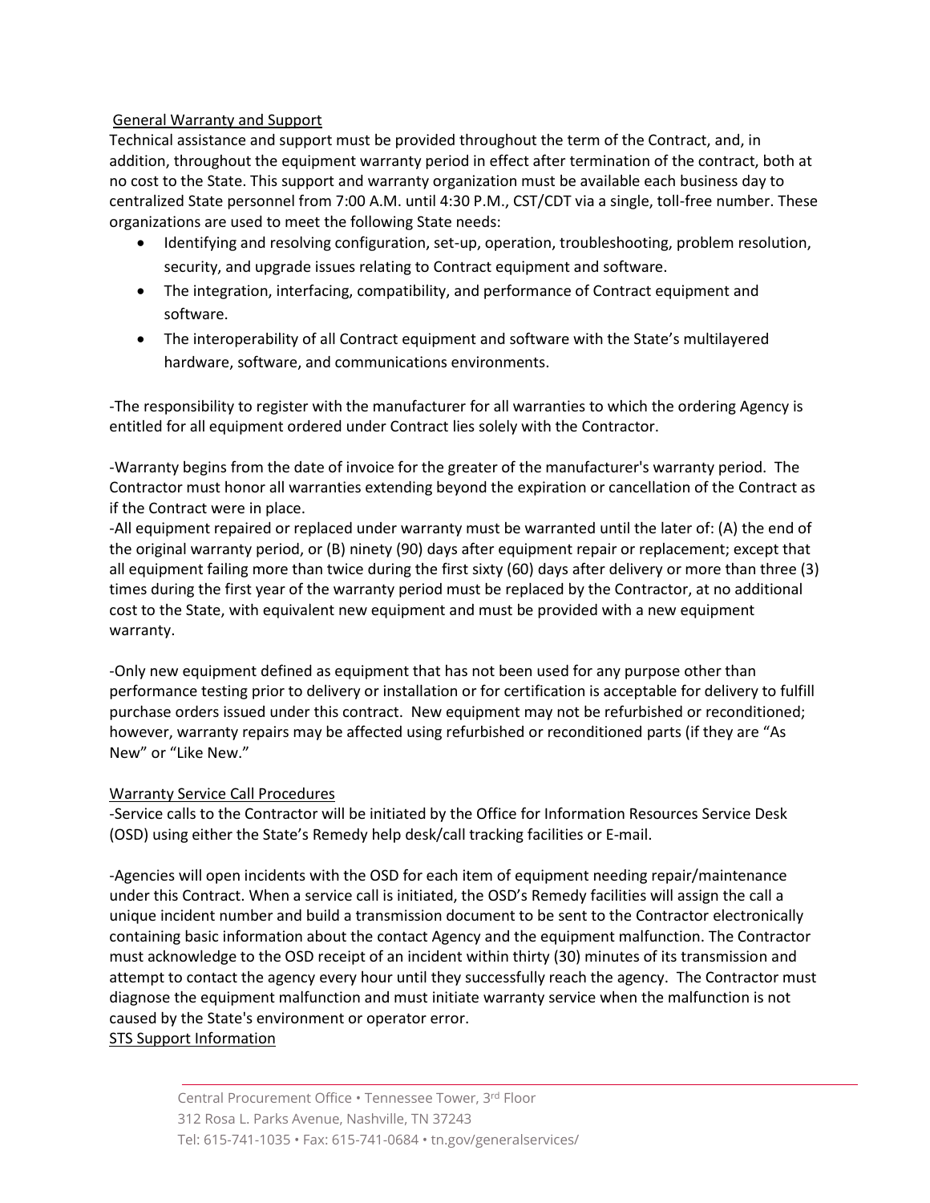<u>General Warranty and Support</u>

Technical assistance and support must be provided throughout the term of the Contract, and, in addition, throughout the equipment warranty period in effect after termination of the contract, both at no cost to the State. This support and warranty organization must be available each business day to centralized State personnel from 7:00 A.M. until 4:30 P.M., CST/CDT via a single, toll-free number. These organizations are used to meet the following State needs:

- Identifying and resolving configuration, set-up, operation, troubleshooting, problem resolution, security, and upgrade issues relating to Contract equipment and software.
- The integration, interfacing, compatibility, and performance of Contract equipment and software.
- The interoperability of all Contract equipment and software with the State's multilayered hardware, software, and communications environments.

-The responsibility to register with the manufacturer for all warranties to which the ordering Agency is entitled for all equipment ordered under Contract lies solely with the Contractor.

-Warranty begins from the date of invoice for the greater of the manufacturer's warranty period. The Contractor must honor all warranties extending beyond the expiration or cancellation of the Contract as if the Contract were in place.

-All equipment repaired or replaced under warranty must be warranted until the later of: (A) the end of the original warranty period, or (B) ninety (90) days after equipment repair or replacement; except that all equipment failing more than twice during the first sixty (60) days after delivery or more than three (3) times during the first year of the warranty period must be replaced by the Contractor, at no additional cost to the State, with equivalent new equipment and must be provided with a new equipment warranty.

-Only new equipment defined as equipment that has not been used for any purpose other than performance testing prior to delivery or installation or for certification is acceptable for delivery to fulfill purchase orders issued under this contract. New equipment may not be refurbished or reconditioned; however, warranty repairs may be affected using refurbished or reconditioned parts (if they are "As New" or "Like New."

<u>Warranty Service Call Procedures</u>

-Service calls to the Contractor will be initiated by the Office for Information Resources Service Desk (OSD) using either the State's Remedy help desk/call tracking facilities or E-mail.

-Agencies will open incidents with the OSD for each item of equipment needing repair/maintenance under this Contract. When a service call is initiated, the OSD's Remedy facilities will assign the call a unique incident number and build a transmission document to be sent to the Contractor electronically containing basic information about the contact Agency and the equipment malfunction. The Contractor must acknowledge to the OSD receipt of an incident within thirty (30) minutes of its transmission and attempt to contact the agency every hour until they successfully reach the agency. The Contractor must diagnose the equipment malfunction and must initiate warranty service when the malfunction is not caused by the State's environment or operator error.

<u>STS Support Information</u>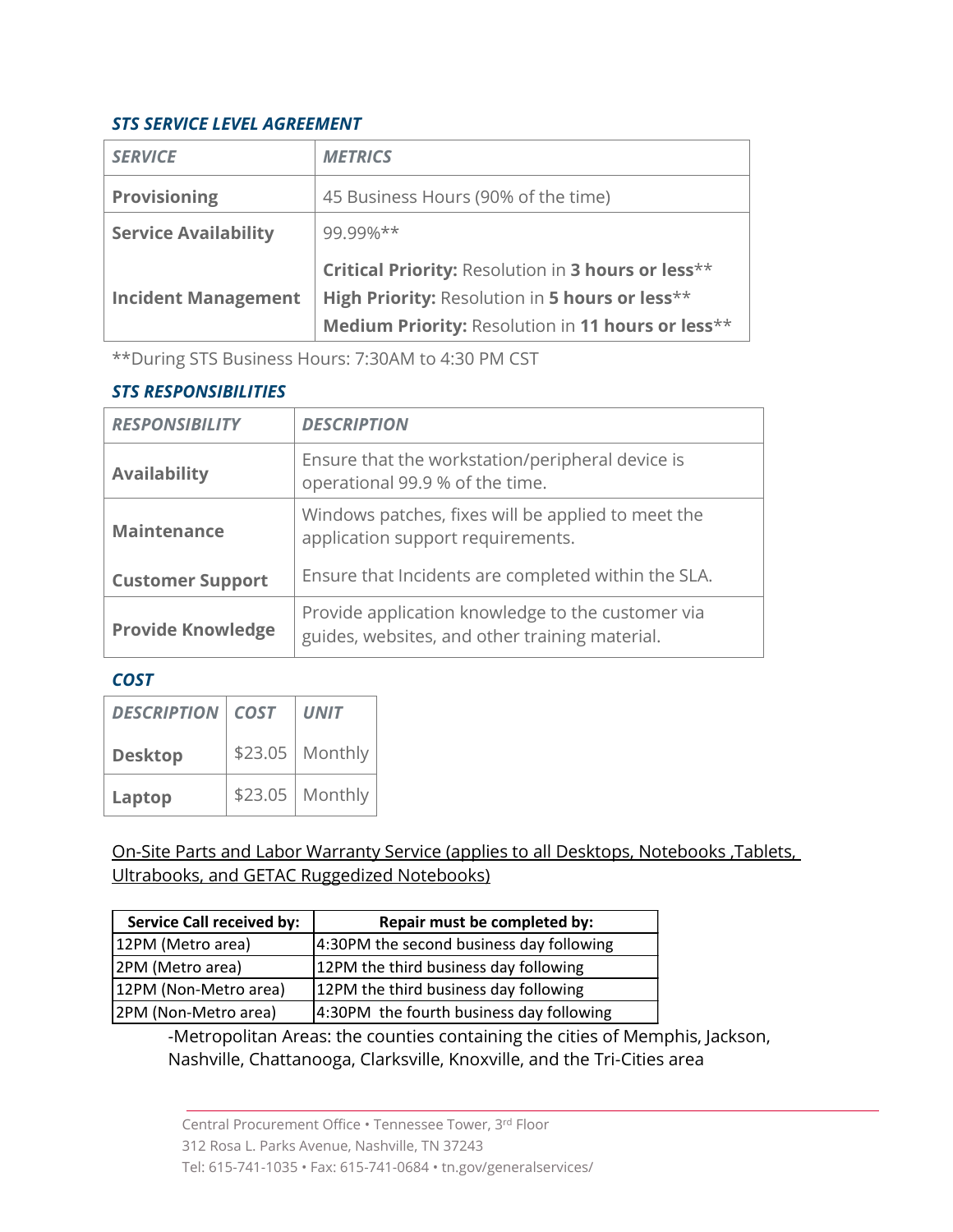### *STS SERVICE LEVEL AGREEMENT*

| *SERVICE* | *METRICS* |
|---|---|
| **Provisioning** | 45 Business Hours (90% of the time) |
| **Service Availability** | 99.99%** |
| **Incident Management** | **Critical Priority:** Resolution in **3 hours or less**** <br> **High Priority:** Resolution in **5 hours or less**** <br> **Medium Priority:** Resolution in **11 hours or less**** |

**During STS Business Hours: 7:30AM to 4:30 PM CST

### *STS RESPONSIBILITIES*

| *RESPONSIBILITY* | *DESCRIPTION* |
|---|---|
| **Availability** | Ensure that the workstation/peripheral device is operational 99.9 % of the time. |
| **Maintenance** | Windows patches, fixes will be applied to meet the application support requirements. |
| **Customer Support** | Ensure that Incidents are completed within the SLA. |
| **Provide Knowledge** | Provide application knowledge to the customer via guides, websites, and other training material. |

### *COST*

| *DESCRIPTION* | *COST* | *UNIT* |
|---|---|---|
| **Desktop** | $23.05 | Monthly |
| **Laptop** | $23.05 | Monthly |

<u>On-Site Parts and Labor Warranty Service (applies to all Desktops, Notebooks ,Tablets, Ultrabooks, and GETAC Ruggedized Notebooks)</u>

| **Service Call received by:** | **Repair must be completed by:** |
|---|---|
| 12PM (Metro area) | 4:30PM the second business day following |
| 2PM (Metro area) | 12PM the third business day following |
| 12PM (Non-Metro area) | 12PM the third business day following |
| 2PM (Non-Metro area) | 4:30PM the fourth business day following |

-Metropolitan Areas: the counties containing the cities of Memphis, Jackson, Nashville, Chattanooga, Clarksville, Knoxville, and the Tri-Cities area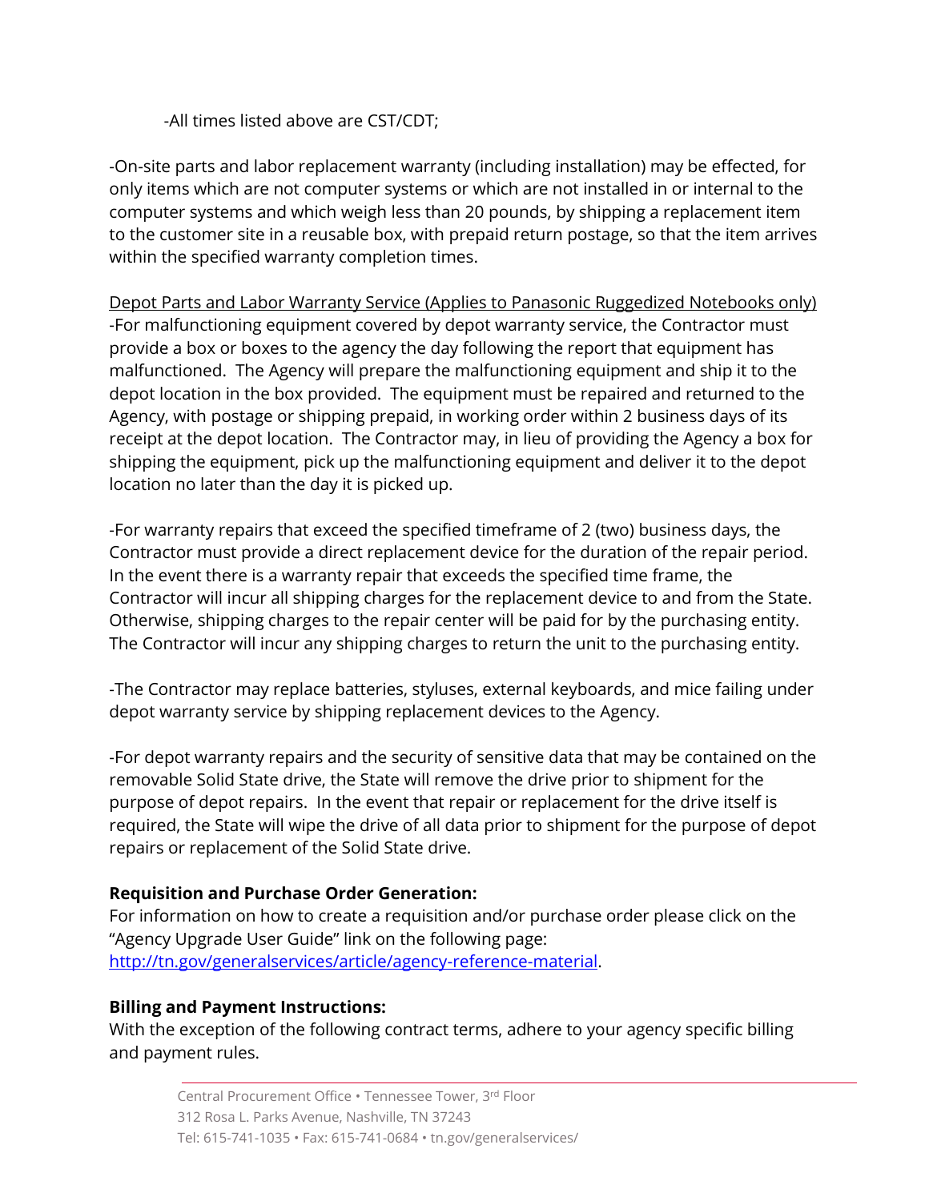-All times listed above are CST/CDT;

-On-site parts and labor replacement warranty (including installation) may be effected, for only items which are not computer systems or which are not installed in or internal to the computer systems and which weigh less than 20 pounds, by shipping a replacement item to the customer site in a reusable box, with prepaid return postage, so that the item arrives within the specified warranty completion times.

Depot Parts and Labor Warranty Service (Applies to Panasonic Ruggedized Notebooks only)
-For malfunctioning equipment covered by depot warranty service, the Contractor must provide a box or boxes to the agency the day following the report that equipment has malfunctioned. The Agency will prepare the malfunctioning equipment and ship it to the depot location in the box provided. The equipment must be repaired and returned to the Agency, with postage or shipping prepaid, in working order within 2 business days of its receipt at the depot location. The Contractor may, in lieu of providing the Agency a box for shipping the equipment, pick up the malfunctioning equipment and deliver it to the depot location no later than the day it is picked up.

-For warranty repairs that exceed the specified timeframe of 2 (two) business days, the Contractor must provide a direct replacement device for the duration of the repair period. In the event there is a warranty repair that exceeds the specified time frame, the Contractor will incur all shipping charges for the replacement device to and from the State. Otherwise, shipping charges to the repair center will be paid for by the purchasing entity. The Contractor will incur any shipping charges to return the unit to the purchasing entity.

-The Contractor may replace batteries, styluses, external keyboards, and mice failing under depot warranty service by shipping replacement devices to the Agency.

-For depot warranty repairs and the security of sensitive data that may be contained on the removable Solid State drive, the State will remove the drive prior to shipment for the purpose of depot repairs. In the event that repair or replacement for the drive itself is required, the State will wipe the drive of all data prior to shipment for the purpose of depot repairs or replacement of the Solid State drive.

**Requisition and Purchase Order Generation:**
For information on how to create a requisition and/or purchase order please click on the "Agency Upgrade User Guide" link on the following page: http://tn.gov/generalservices/article/agency-reference-material.

**Billing and Payment Instructions:**
With the exception of the following contract terms, adhere to your agency specific billing and payment rules.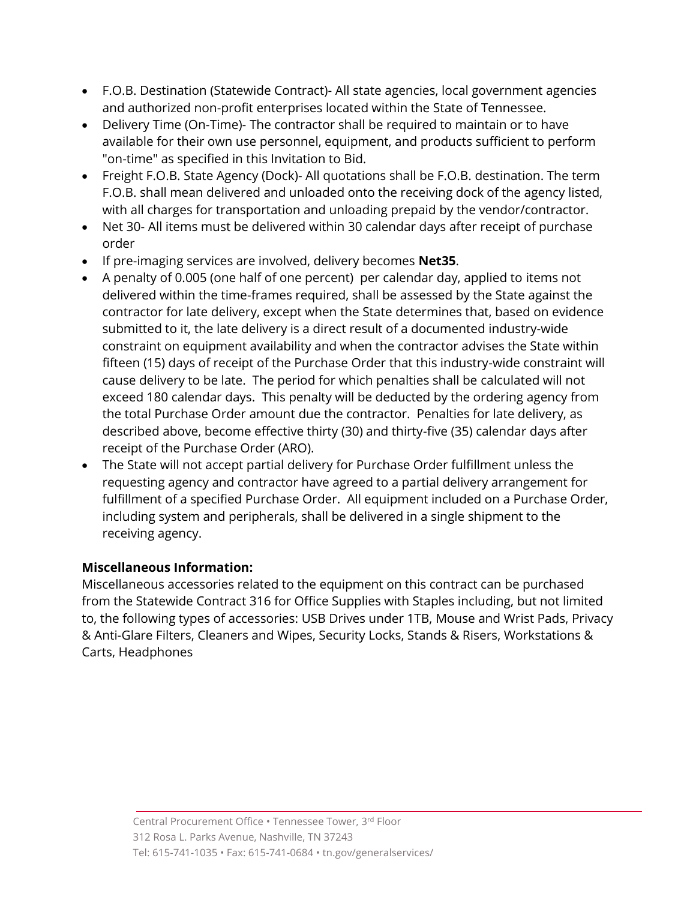- F.O.B. Destination (Statewide Contract)- All state agencies, local government agencies and authorized non-profit enterprises located within the State of Tennessee.
- Delivery Time (On-Time)- The contractor shall be required to maintain or to have available for their own use personnel, equipment, and products sufficient to perform "on-time" as specified in this Invitation to Bid.
- Freight F.O.B. State Agency (Dock)- All quotations shall be F.O.B. destination. The term F.O.B. shall mean delivered and unloaded onto the receiving dock of the agency listed, with all charges for transportation and unloading prepaid by the vendor/contractor.
- Net 30- All items must be delivered within 30 calendar days after receipt of purchase order
- If pre-imaging services are involved, delivery becomes **Net35**.
- A penalty of 0.005 (one half of one percent) per calendar day, applied to items not delivered within the time-frames required, shall be assessed by the State against the contractor for late delivery, except when the State determines that, based on evidence submitted to it, the late delivery is a direct result of a documented industry-wide constraint on equipment availability and when the contractor advises the State within fifteen (15) days of receipt of the Purchase Order that this industry-wide constraint will cause delivery to be late. The period for which penalties shall be calculated will not exceed 180 calendar days. This penalty will be deducted by the ordering agency from the total Purchase Order amount due the contractor. Penalties for late delivery, as described above, become effective thirty (30) and thirty-five (35) calendar days after receipt of the Purchase Order (ARO).
- The State will not accept partial delivery for Purchase Order fulfillment unless the requesting agency and contractor have agreed to a partial delivery arrangement for fulfillment of a specified Purchase Order. All equipment included on a Purchase Order, including system and peripherals, shall be delivered in a single shipment to the receiving agency.

**Miscellaneous Information:**

Miscellaneous accessories related to the equipment on this contract can be purchased from the Statewide Contract 316 for Office Supplies with Staples including, but not limited to, the following types of accessories: USB Drives under 1TB, Mouse and Wrist Pads, Privacy & Anti-Glare Filters, Cleaners and Wipes, Security Locks, Stands & Risers, Workstations & Carts, Headphones